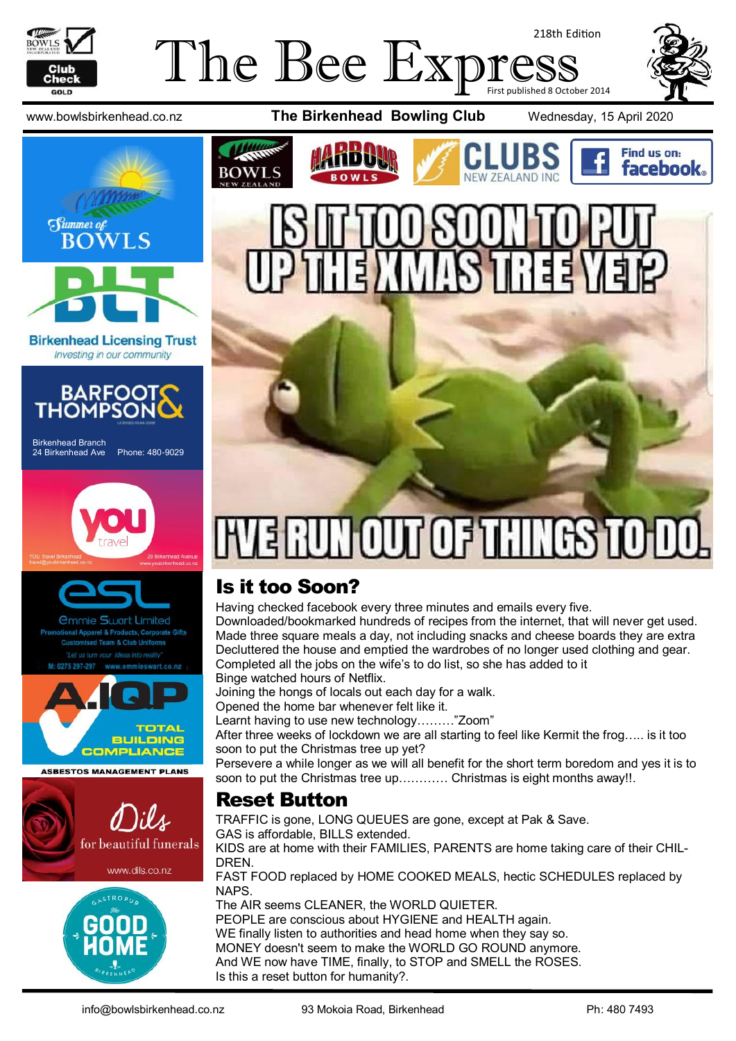# The Bee Express

218th Edition

First published 8 October 2014

www.bowlsbirkenhead.co.nz **The Birkenhead Bowling Club** Wednesday, 15 April 2020

IS IT TOO SOON TO PUT UP THE XMAS TREE YET?

I'VE RUN OUT OF THINGS TO DO.

## Is it too Soon?

Having checked facebook every three minutes and emails every five.
Downloaded/bookmarked hundreds of recipes from the internet, that will never get used.
Made three square meals a day, not including snacks and cheese boards they are extra
Decluttered the house and emptied the wardrobes of no longer used clothing and gear.
Completed all the jobs on the wife's to do list, so she has added to it
Binge watched hours of Netflix.
Joining the hongs of locals out each day for a walk.
Opened the home bar whenever felt like it.
Learnt having to use new technology………"Zoom"
After three weeks of lockdown we are all starting to feel like Kermit the frog….. is it too soon to put the Christmas tree up yet?
Persevere a while longer as we will all benefit for the short term boredom and yes it is to soon to put the Christmas tree up………… Christmas is eight months away!!.

## Reset Button

TRAFFIC is gone, LONG QUEUES are gone, except at Pak & Save.
GAS is affordable, BILLS extended.
KIDS are at home with their FAMILIES, PARENTS are home taking care of their CHIL-DREN.
FAST FOOD replaced by HOME COOKED MEALS, hectic SCHEDULES replaced by NAPS.
The AIR seems CLEANER, the WORLD QUIETER.
PEOPLE are conscious about HYGIENE and HEALTH again.
WE finally listen to authorities and head home when they say so.
MONEY doesn't seem to make the WORLD GO ROUND anymore.
And WE now have TIME, finally, to STOP and SMELL the ROSES.
Is this a reset button for humanity?.

---

Summer of BOWLS

Birkenhead Licensing Trust — Investing in our community

BARFOOT & THOMPSON — Birkenhead Branch, 24 Birkenhead Ave, Phone: 480-9029

YOU travel — YOU Travel Birkenhead, travel@youbirkenhead.co.nz, 20 Birkenhead Avenue, www.youbirkenhead.co.nz

esl — Emmie Swart Limited — Promotional Apparel & Products, Corporate Gifts, Customised Team & Club Uniforms — "Let us turn your ideas into reality" — M: 0275 297-297 www.emmieswart.co.nz

A.IQP — TOTAL BUILDING COMPLIANCE — ASBESTOS MANAGEMENT PLANS

Dils — for beautiful funerals — www.dils.co.nz

Gastropub The GOOD HOME Birkenhead

info@bowlsbirkenhead.co.nz 93 Mokoia Road, Birkenhead Ph: 480 7493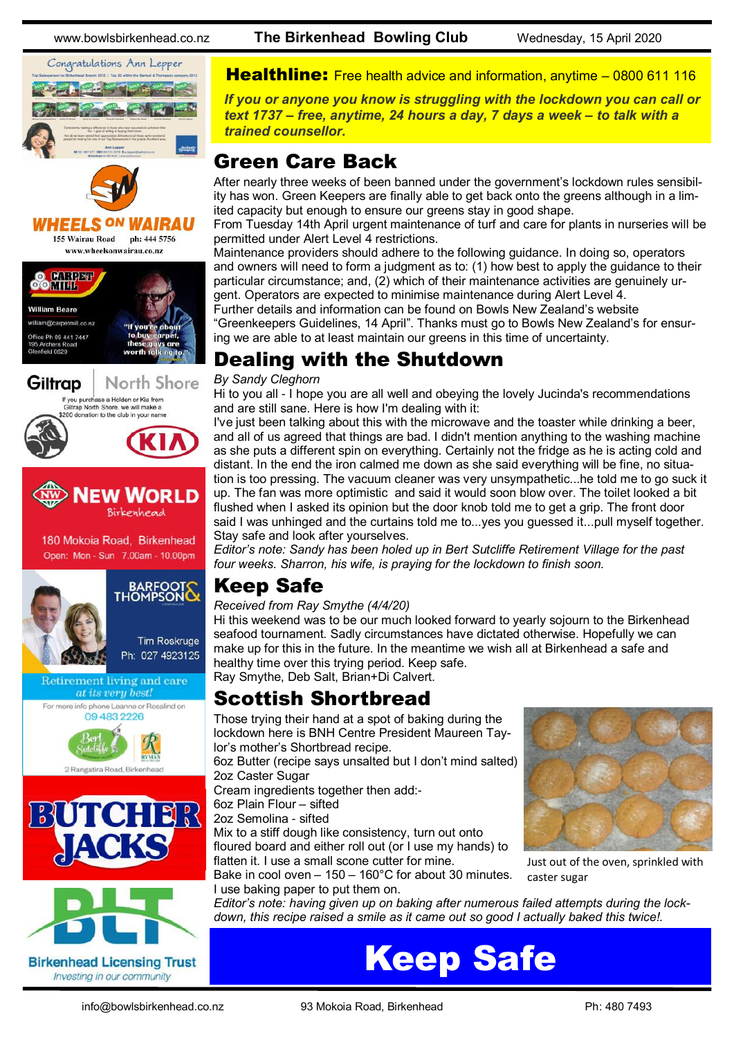**Healthline:** Free health advice and information, anytime – 0800 611 116

***If you or anyone you know is struggling with the lockdown you can call or text 1737 – free, anytime, 24 hours a day, 7 days a week – to talk with a trained counsellor.***

## Green Care Back

After nearly three weeks of been banned under the government's lockdown rules sensibility has won. Green Keepers are finally able to get back onto the greens although in a limited capacity but enough to ensure our greens stay in good shape.

From Tuesday 14th April urgent maintenance of turf and care for plants in nurseries will be permitted under Alert Level 4 restrictions.

Maintenance providers should adhere to the following guidance. In doing so, operators and owners will need to form a judgment as to: (1) how best to apply the guidance to their particular circumstance; and, (2) which of their maintenance activities are genuinely urgent. Operators are expected to minimise maintenance during Alert Level 4.

Further details and information can be found on Bowls New Zealand's website "Greenkeepers Guidelines, 14 April". Thanks must go to Bowls New Zealand's for ensuring we are able to at least maintain our greens in this time of uncertainty.

## Dealing with the Shutdown

*By Sandy Cleghorn*

Hi to you all - I hope you are all well and obeying the lovely Jucinda's recommendations and are still sane. Here is how I'm dealing with it:

I've just been talking about this with the microwave and the toaster while drinking a beer, and all of us agreed that things are bad. I didn't mention anything to the washing machine as she puts a different spin on everything. Certainly not the fridge as he is acting cold and distant. In the end the iron calmed me down as she said everything will be fine, no situation is too pressing. The vacuum cleaner was very unsympathetic...he told me to go suck it up. The fan was more optimistic and said it would soon blow over. The toilet looked a bit flushed when I asked its opinion but the door knob told me to get a grip. The front door said I was unhinged and the curtains told me to...yes you guessed it...pull myself together.

Stay safe and look after yourselves.

*Editor's note: Sandy has been holed up in Bert Sutcliffe Retirement Village for the past four weeks. Sharron, his wife, is praying for the lockdown to finish soon.*

## Keep Safe

*Received from Ray Smythe (4/4/20)*

Hi this weekend was to be our much looked forward to yearly sojourn to the Birkenhead seafood tournament. Sadly circumstances have dictated otherwise. Hopefully we can make up for this in the future. In the meantime we wish all at Birkenhead a safe and healthy time over this trying period. Keep safe.

Ray Smythe, Deb Salt, Brian+Di Calvert.

## Scottish Shortbread

Those trying their hand at a spot of baking during the lockdown here is BNH Centre President Maureen Taylor's mother's Shortbread recipe.

6oz Butter (recipe says unsalted but I don't mind salted)
2oz Caster Sugar
Cream ingredients together then add:-
6oz Plain Flour – sifted
2oz Semolina - sifted
Mix to a stiff dough like consistency, turn out onto floured board and either roll out (or I use my hands) to flatten it. I use a small scone cutter for mine.
Bake in cool oven – 150 – 160°C for about 30 minutes.
I use baking paper to put them on.

Just out of the oven, sprinkled with caster sugar

*Editor's note: having given up on baking after numerous failed attempts during the lockdown, this recipe raised a smile as it came out so good I actually baked this twice!.*

# Keep Safe

Congratulations Ann Lepper

WHEELS ON WAIRAU
155 Wairau Road ph: 444 5756
www.wheelsonwairau.co.nz

CARPET MILL
William Beare
william@carpetmill.co.nz
Office Ph 09 441 7447
195 Archers Road
Glenfield 0629
"If you're about to buy carpet, these guys are worth talking to"

Giltrap North Shore
If you purchase a Holden or Kia from Giltrap North Shore, we will make a $200 donation to the club in your name

NEW WORLD Birkenhead
180 Mokoia Road, Birkenhead
Open: Mon - Sun 7.00am - 10.00pm

BARFOOT & THOMPSON
Tim Roskruge
Ph: 027 4923125

Retirement living and care at its very best!
For more info phone Leanne or Rosalind on 09 483 2226
Bert Sutcliffe
2 Rangatira Road, Birkenhead

BUTCHER JACKS

BLT
Birkenhead Licensing Trust
Investing in our community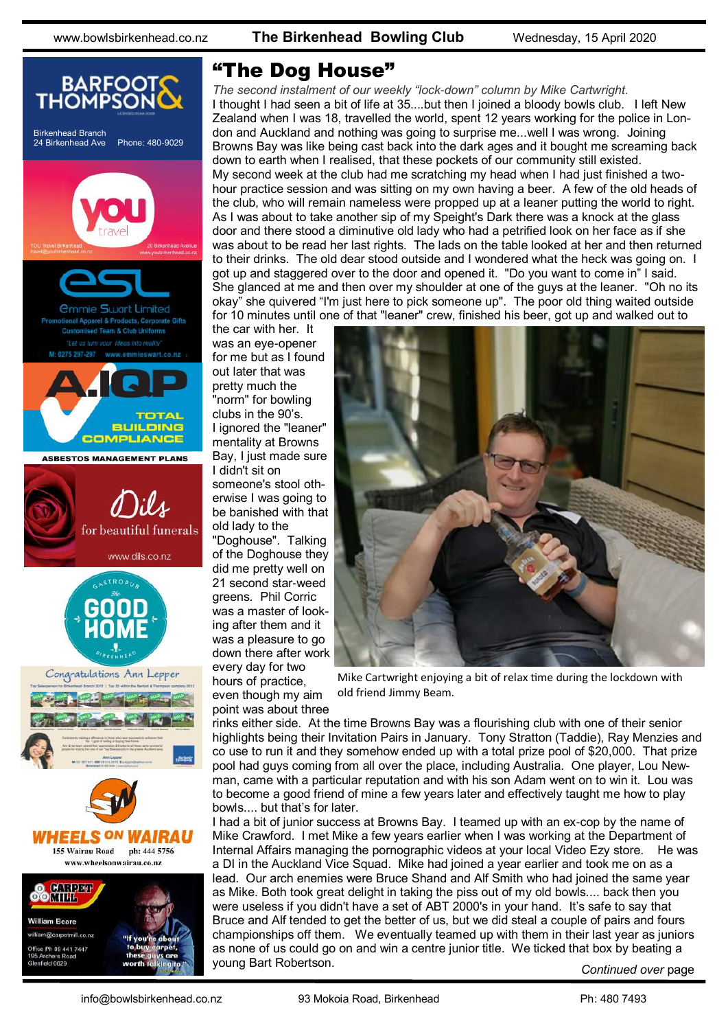# "The Dog House"

*The second instalment of our weekly "lock-down" column by Mike Cartwright.*

I thought I had seen a bit of life at 35....but then I joined a bloody bowls club. I left New Zealand when I was 18, travelled the world, spent 12 years working for the police in London and Auckland and nothing was going to surprise me...well I was wrong. Joining Browns Bay was like being cast back into the dark ages and it bought me screaming back down to earth when I realised, that these pockets of our community still existed.

My second week at the club had me scratching my head when I had just finished a two-hour practice session and was sitting on my own having a beer. A few of the old heads of the club, who will remain nameless were propped up at a leaner putting the world to right. As I was about to take another sip of my Speight's Dark there was a knock at the glass door and there stood a diminutive old lady who had a petrified look on her face as if she was about to be read her last rights. The lads on the table looked at her and then returned to their drinks. The old dear stood outside and I wondered what the heck was going on. I got up and staggered over to the door and opened it. "Do you want to come in" I said. She glanced at me and then over my shoulder at one of the guys at the leaner. "Oh no its okay" she quivered "I'm just here to pick someone up". The poor old thing waited outside for 10 minutes until one of that "leaner" crew, finished his beer, got up and walked out to the car with her. It was an eye-opener for me but as I found out later that was pretty much the "norm" for bowling clubs in the 90's.

I ignored the "leaner" mentality at Browns Bay, I just made sure I didn't sit on someone's stool otherwise I was going to be banished with that old lady to the "Doghouse". Talking of the Doghouse they did me pretty well on 21 second star-weed greens. Phil Corric was a master of looking after them and it was a pleasure to go down there after work every day for two hours of practice, even though my aim point was about three rinks either side. At the time Browns Bay was a flourishing club with one of their senior highlights being their Invitation Pairs in January. Tony Stratton (Taddie), Ray Menzies and co use to run it and they somehow ended up with a total prize pool of $20,000. That prize pool had guys coming from all over the place, including Australia. One player, Lou Newman, came with a particular reputation and with his son Adam went on to win it. Lou was to become a good friend of mine a few years later and effectively taught me how to play bowls.... but that's for later.

Mike Cartwright enjoying a bit of relax time during the lockdown with old friend Jimmy Beam.

I had a bit of junior success at Browns Bay. I teamed up with an ex-cop by the name of Mike Crawford. I met Mike a few years earlier when I was working at the Department of Internal Affairs managing the pornographic videos at your local Video Ezy store. He was a DI in the Auckland Vice Squad. Mike had joined a year earlier and took me on as a lead. Our arch enemies were Bruce Shand and Alf Smith who had joined the same year as Mike. Both took great delight in taking the piss out of my old bowls.... back then you were useless if you didn't have a set of ABT 2000's in your hand. It's safe to say that Bruce and Alf tended to get the better of us, but we did steal a couple of pairs and fours championships off them. We eventually teamed up with them in their last year as juniors as none of us could go on and win a centre junior title. We ticked that box by beating a young Bart Robertson.

*Continued over* page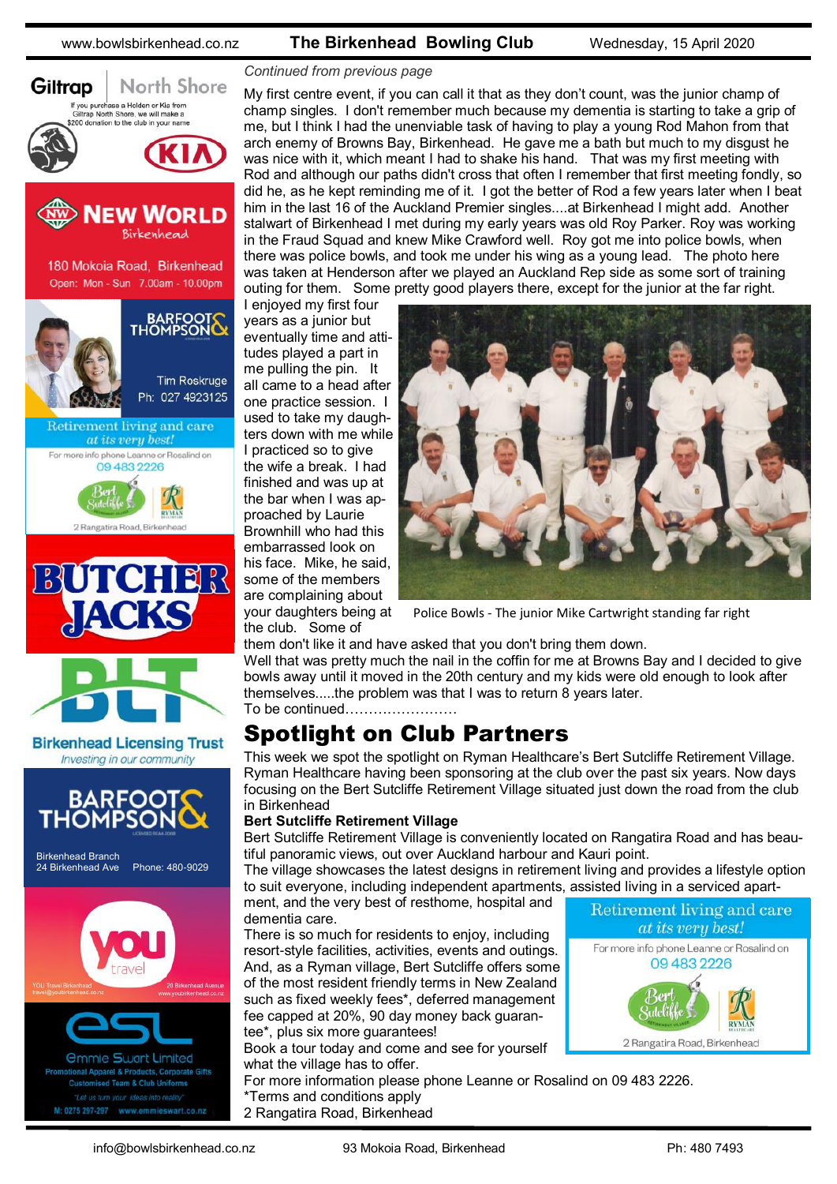*Continued from previous page*

My first centre event, if you can call it that as they don't count, was the junior champ of champ singles. I don't remember much because my dementia is starting to take a grip of me, but I think I had the unenviable task of having to play a young Rod Mahon from that arch enemy of Browns Bay, Birkenhead. He gave me a bath but much to my disgust he was nice with it, which meant I had to shake his hand. That was my first meeting with Rod and although our paths didn't cross that often I remember that first meeting fondly, so did he, as he kept reminding me of it. I got the better of Rod a few years later when I beat him in the last 16 of the Auckland Premier singles....at Birkenhead I might add. Another stalwart of Birkenhead I met during my early years was old Roy Parker. Roy was working in the Fraud Squad and knew Mike Crawford well. Roy got me into police bowls, when there was police bowls, and took me under his wing as a young lead. The photo here was taken at Henderson after we played an Auckland Rep side as some sort of training outing for them. Some pretty good players there, except for the junior at the far right.

I enjoyed my first four years as a junior but eventually time and attitudes played a part in me pulling the pin. It all came to a head after one practice session. I used to take my daughters down with me while I practiced so to give the wife a break. I had finished and was up at the bar when I was approached by Laurie Brownhill who had this embarrassed look on his face. Mike, he said, some of the members are complaining about your daughters being at the club. Some of them don't like it and have asked that you don't bring them down.

Police Bowls - The junior Mike Cartwright standing far right

Well that was pretty much the nail in the coffin for me at Browns Bay and I decided to give bowls away until it moved in the 20th century and my kids were old enough to look after themselves.....the problem was that I was to return 8 years later.

To be continued……………………

# Spotlight on Club Partners

This week we spot the spotlight on Ryman Healthcare's Bert Sutcliffe Retirement Village. Ryman Healthcare having been sponsoring at the club over the past six years. Now days focusing on the Bert Sutcliffe Retirement Village situated just down the road from the club in Birkenhead

**Bert Sutcliffe Retirement Village**

Bert Sutcliffe Retirement Village is conveniently located on Rangatira Road and has beautiful panoramic views, out over Auckland harbour and Kauri point.

The village showcases the latest designs in retirement living and provides a lifestyle option to suit everyone, including independent apartments, assisted living in a serviced apartment, and the very best of resthome, hospital and dementia care.

There is so much for residents to enjoy, including resort-style facilities, activities, events and outings. And, as a Ryman village, Bert Sutcliffe offers some of the most resident friendly terms in New Zealand such as fixed weekly fees*, deferred management fee capped at 20%, 90 day money back guarantee*, plus six more guarantees!

Book a tour today and come and see for yourself what the village has to offer.

For more information please phone Leanne or Rosalind on 09 483 2226.

*Terms and conditions apply

2 Rangatira Road, Birkenhead

Retirement living and care *at its very best!*
For more info phone Leanne or Rosalind on 09 483 2226
Bert Sutcliffe Retirement Village — RYMAN HEALTHCARE
2 Rangatira Road, Birkenhead

Giltrap North Shore — If you purchase a Holden or Kia from Giltrap North Shore, we will make a $200 donation to the club in your name. KIA

NEW WORLD Birkenhead — 180 Mokoia Road, Birkenhead — Open: Mon - Sun 7.00am - 10.00pm

BARFOOT & THOMPSON — Tim Roskruge Ph: 027 4923125

BUTCHER JACKS

BLT — Birkenhead Licensing Trust — *Investing in our community*

BARFOOT & THOMPSON — Birkenhead Branch, 24 Birkenhead Ave — Phone: 480-9029

you travel — YOU Travel Birkenhead, travel@youbirkenhead.co.nz — 20 Birkenhead Avenue, www.youbirkenhead.co.nz

esl — Emmie Swart Limited — Promotional Apparel & Products, Corporate Gifts, Customised Team & Club Uniforms — "Let us turn your ideas into reality" — M: 0275 297-297 www.emmieswart.co.nz

info@bowlsbirkenhead.co.nz — 93 Mokoia Road, Birkenhead — Ph: 480 7493